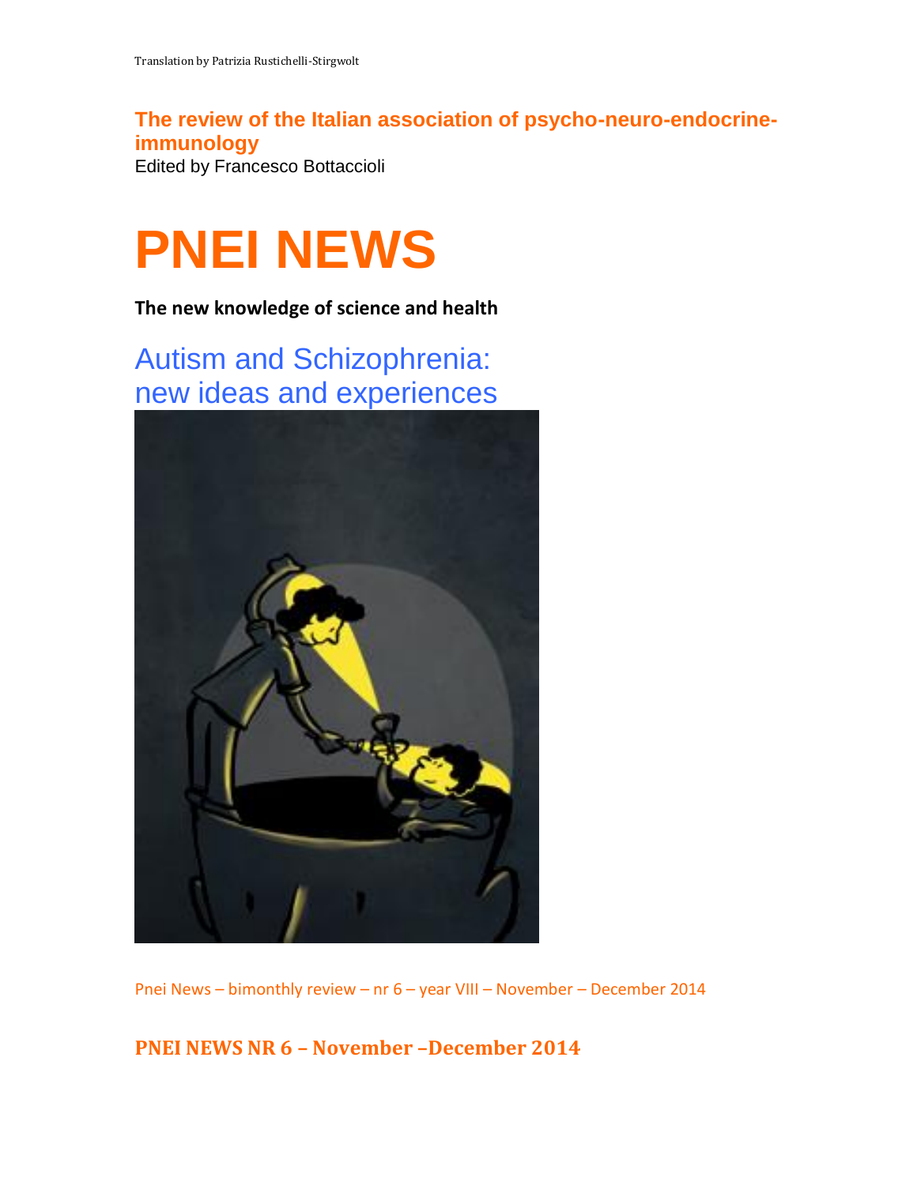Translation by Patrizia Rustichelli-Stirgwolt

**The review of the Italian association of psycho-neuro-endocrine-immunology**

Edited by Francesco Bottaccioli

# PNEI NEWS

**The new knowledge of science and health**

## Autism and Schizophrenia: new ideas and experiences

Pnei News – bimonthly review – nr 6 – year VIII – November – December 2014

**PNEI NEWS NR 6 – November –December 2014**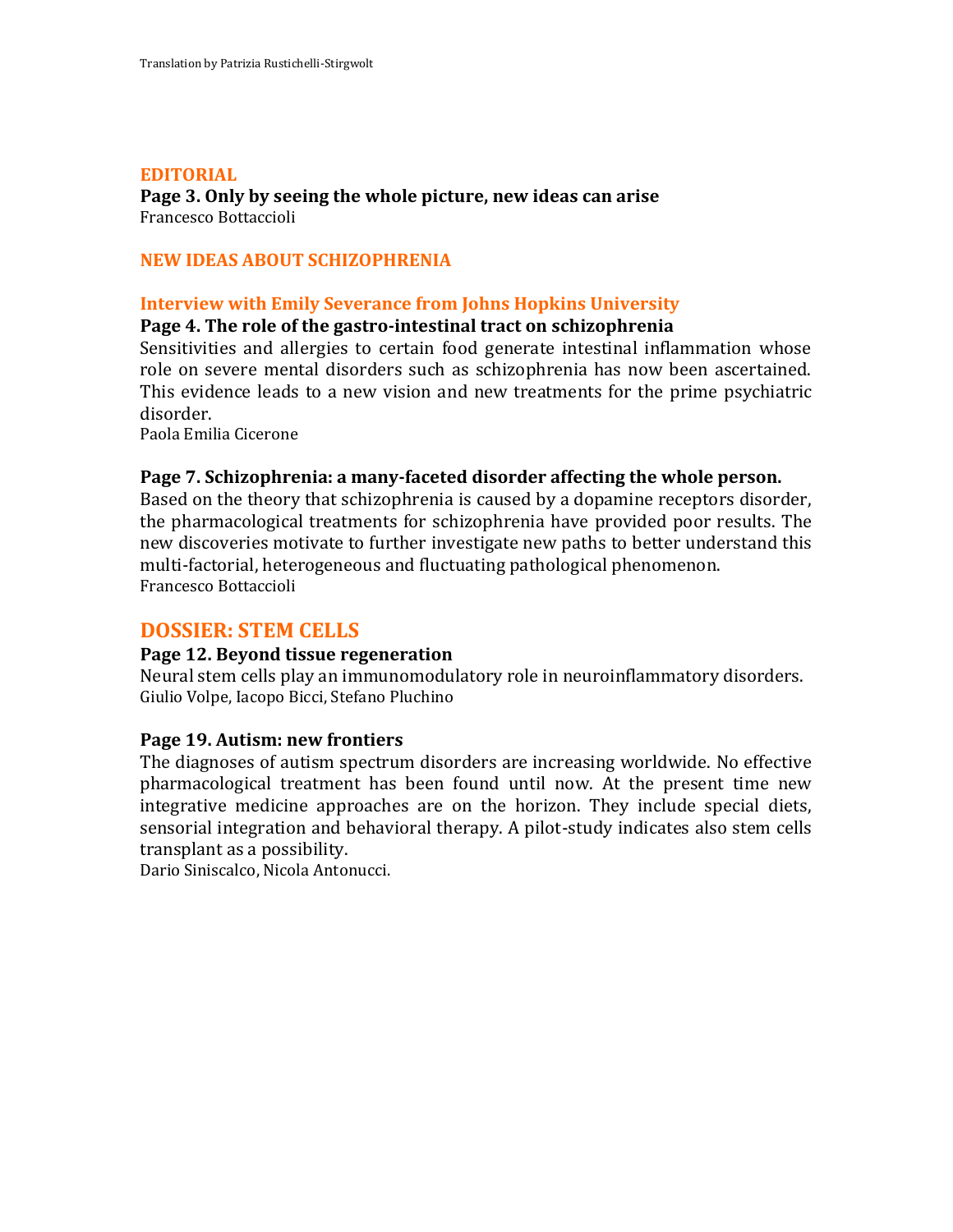Translation by Patrizia Rustichelli-Stirgwolt

## EDITORIAL

**Page 3. Only by seeing the whole picture, new ideas can arise**
Francesco Bottaccioli

## NEW IDEAS ABOUT SCHIZOPHRENIA

### Interview with Emily Severance from Johns Hopkins University

**Page 4. The role of the gastro-intestinal tract on schizophrenia**

Sensitivities and allergies to certain food generate intestinal inflammation whose role on severe mental disorders such as schizophrenia has now been ascertained. This evidence leads to a new vision and new treatments for the prime psychiatric disorder.
Paola Emilia Cicerone

**Page 7. Schizophrenia: a many-faceted disorder affecting the whole person.**

Based on the theory that schizophrenia is caused by a dopamine receptors disorder, the pharmacological treatments for schizophrenia have provided poor results. The new discoveries motivate to further investigate new paths to better understand this multi-factorial, heterogeneous and fluctuating pathological phenomenon.
Francesco Bottaccioli

## DOSSIER: STEM CELLS

**Page 12. Beyond tissue regeneration**

Neural stem cells play an immunomodulatory role in neuroinflammatory disorders.
Giulio Volpe, Iacopo Bicci, Stefano Pluchino

**Page 19. Autism: new frontiers**

The diagnoses of autism spectrum disorders are increasing worldwide. No effective pharmacological treatment has been found until now. At the present time new integrative medicine approaches are on the horizon. They include special diets, sensorial integration and behavioral therapy. A pilot-study indicates also stem cells transplant as a possibility.
Dario Siniscalco, Nicola Antonucci.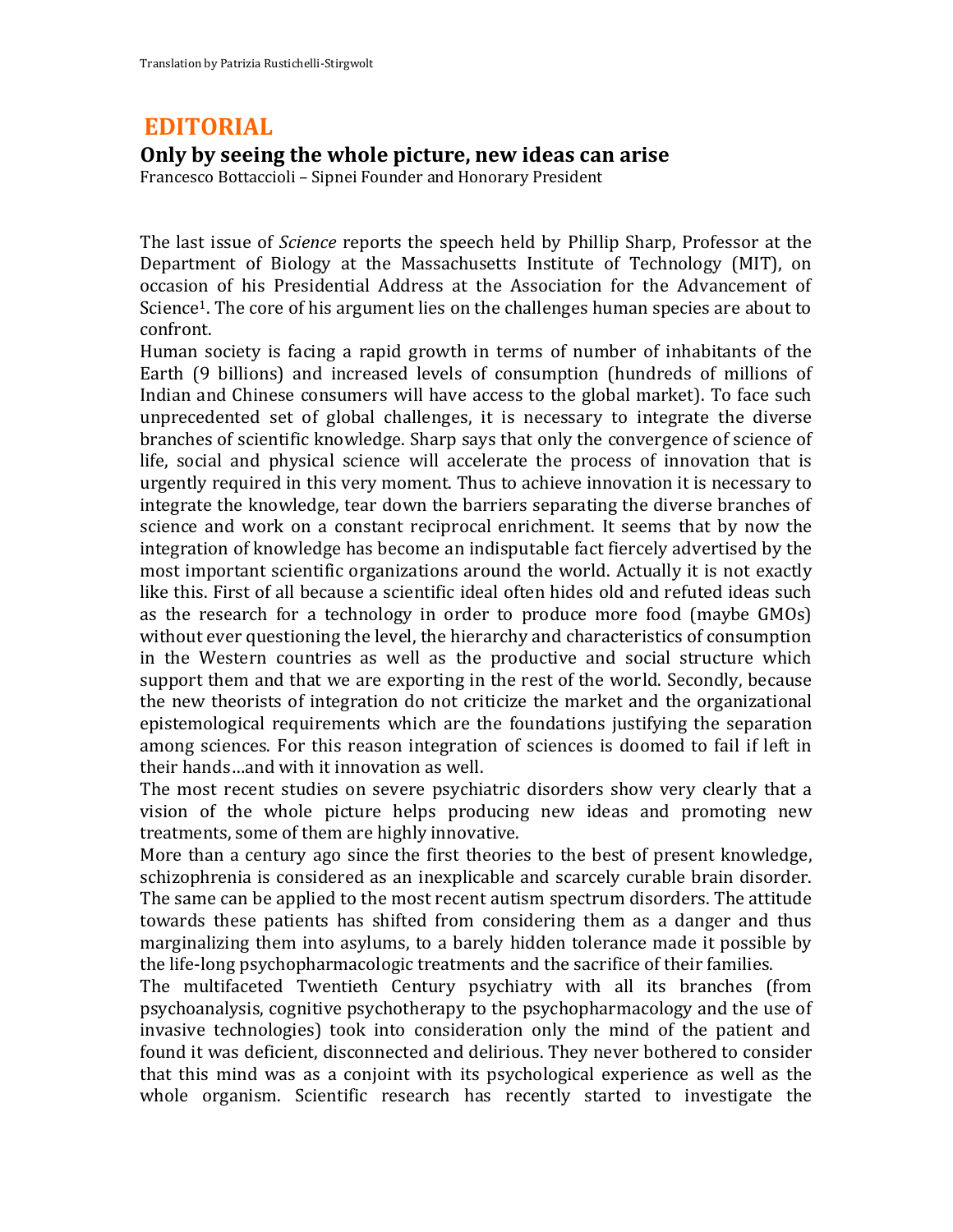Translation by Patrizia Rustichelli-Stirgwolt

# EDITORIAL

## Only by seeing the whole picture, new ideas can arise

Francesco Bottaccioli – Sipnei Founder and Honorary President

The last issue of *Science* reports the speech held by Phillip Sharp, Professor at the Department of Biology at the Massachusetts Institute of Technology (MIT), on occasion of his Presidential Address at the Association for the Advancement of Science[1]. The core of his argument lies on the challenges human species are about to confront.

Human society is facing a rapid growth in terms of number of inhabitants of the Earth (9 billions) and increased levels of consumption (hundreds of millions of Indian and Chinese consumers will have access to the global market). To face such unprecedented set of global challenges, it is necessary to integrate the diverse branches of scientific knowledge. Sharp says that only the convergence of science of life, social and physical science will accelerate the process of innovation that is urgently required in this very moment. Thus to achieve innovation it is necessary to integrate the knowledge, tear down the barriers separating the diverse branches of science and work on a constant reciprocal enrichment. It seems that by now the integration of knowledge has become an indisputable fact fiercely advertised by the most important scientific organizations around the world. Actually it is not exactly like this. First of all because a scientific ideal often hides old and refuted ideas such as the research for a technology in order to produce more food (maybe GMOs) without ever questioning the level, the hierarchy and characteristics of consumption in the Western countries as well as the productive and social structure which support them and that we are exporting in the rest of the world. Secondly, because the new theorists of integration do not criticize the market and the organizational epistemological requirements which are the foundations justifying the separation among sciences. For this reason integration of sciences is doomed to fail if left in their hands…and with it innovation as well.

The most recent studies on severe psychiatric disorders show very clearly that a vision of the whole picture helps producing new ideas and promoting new treatments, some of them are highly innovative.

More than a century ago since the first theories to the best of present knowledge, schizophrenia is considered as an inexplicable and scarcely curable brain disorder. The same can be applied to the most recent autism spectrum disorders. The attitude towards these patients has shifted from considering them as a danger and thus marginalizing them into asylums, to a barely hidden tolerance made it possible by the life-long psychopharmacologic treatments and the sacrifice of their families.

The multifaceted Twentieth Century psychiatry with all its branches (from psychoanalysis, cognitive psychotherapy to the psychopharmacology and the use of invasive technologies) took into consideration only the mind of the patient and found it was deficient, disconnected and delirious. They never bothered to consider that this mind was as a conjoint with its psychological experience as well as the whole organism. Scientific research has recently started to investigate the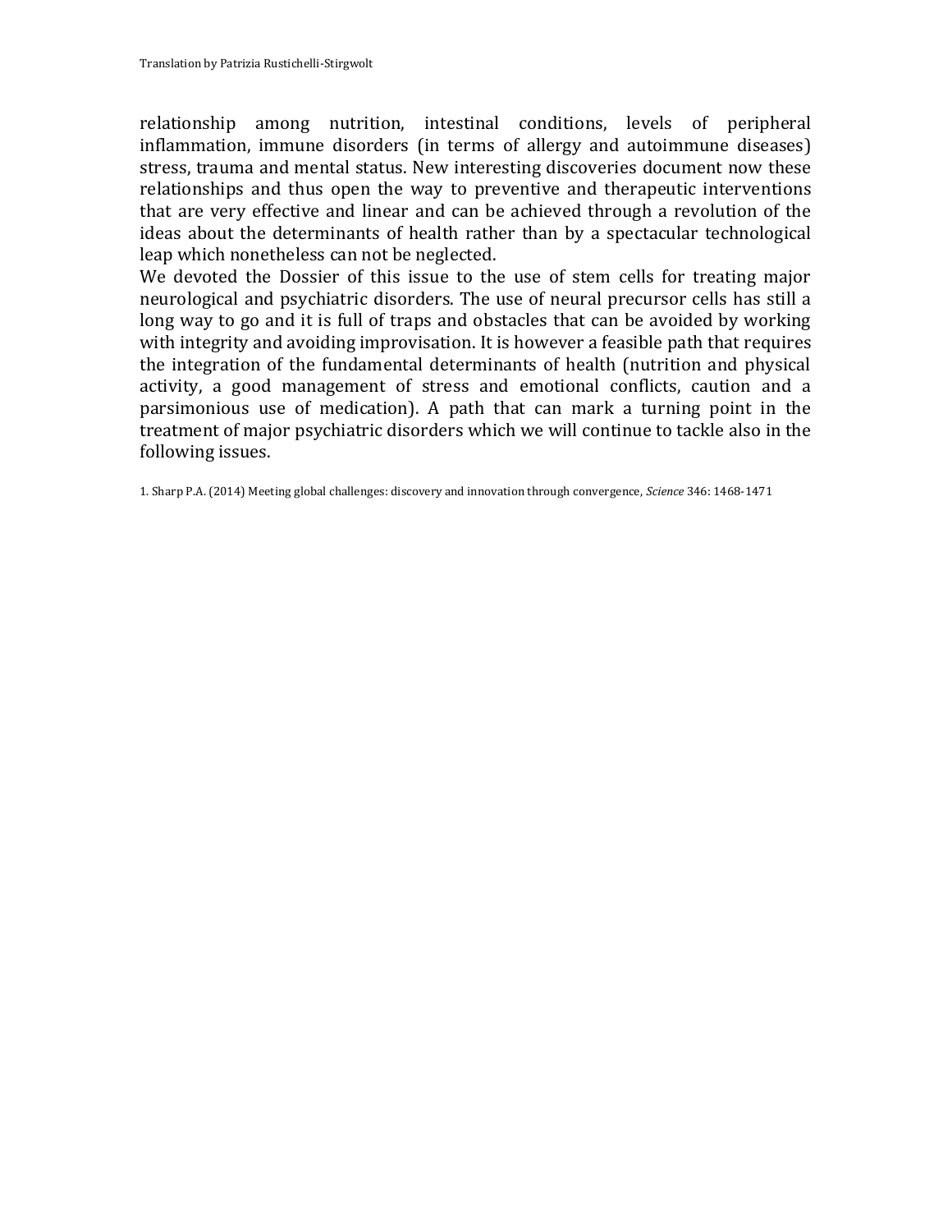relationship among nutrition, intestinal conditions, levels of peripheral inflammation, immune disorders (in terms of allergy and autoimmune diseases) stress, trauma and mental status. New interesting discoveries document now these relationships and thus open the way to preventive and therapeutic interventions that are very effective and linear and can be achieved through a revolution of the ideas about the determinants of health rather than by a spectacular technological leap which nonetheless can not be neglected.

We devoted the Dossier of this issue to the use of stem cells for treating major neurological and psychiatric disorders. The use of neural precursor cells has still a long way to go and it is full of traps and obstacles that can be avoided by working with integrity and avoiding improvisation. It is however a feasible path that requires the integration of the fundamental determinants of health (nutrition and physical activity, a good management of stress and emotional conflicts, caution and a parsimonious use of medication). A path that can mark a turning point in the treatment of major psychiatric disorders which we will continue to tackle also in the following issues.

1. Sharp P.A. (2014) Meeting global challenges: discovery and innovation through convergence, *Science* 346: 1468-1471